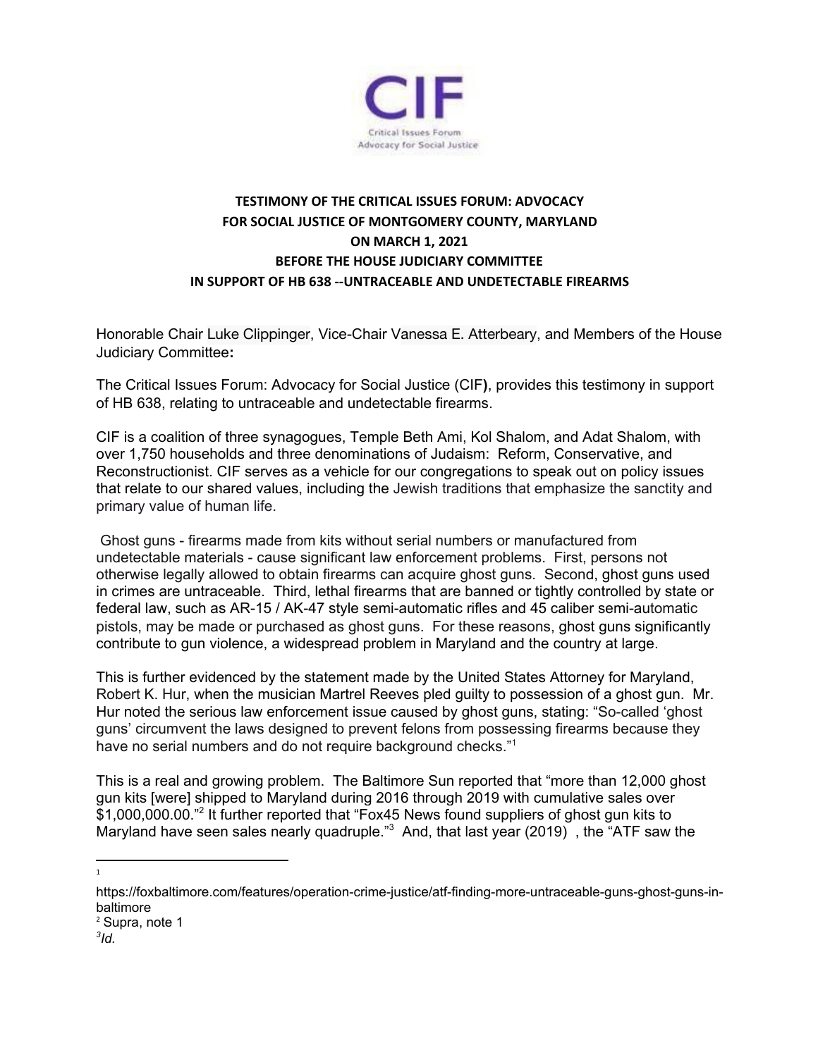CIF

Critical Issues Forum
Advocacy for Social Justice

**TESTIMONY OF THE CRITICAL ISSUES FORUM: ADVOCACY FOR SOCIAL JUSTICE OF MONTGOMERY COUNTY, MARYLAND ON MARCH 1, 2021 BEFORE THE HOUSE JUDICIARY COMMITTEE IN SUPPORT OF HB 638 --UNTRACEABLE AND UNDETECTABLE FIREARMS**

Honorable Chair Luke Clippinger, Vice-Chair Vanessa E. Atterbeary, and Members of the House Judiciary Committee**:**

The Critical Issues Forum: Advocacy for Social Justice (CIF**)**, provides this testimony in support of HB 638, relating to untraceable and undetectable firearms.

CIF is a coalition of three synagogues, Temple Beth Ami, Kol Shalom, and Adat Shalom, with over 1,750 households and three denominations of Judaism: Reform, Conservative, and Reconstructionist. CIF serves as a vehicle for our congregations to speak out on policy issues that relate to our shared values, including the Jewish traditions that emphasize the sanctity and primary value of human life.

Ghost guns - firearms made from kits without serial numbers or manufactured from undetectable materials - cause significant law enforcement problems. First, persons not otherwise legally allowed to obtain firearms can acquire ghost guns. Second, ghost guns used in crimes are untraceable. Third, lethal firearms that are banned or tightly controlled by state or federal law, such as AR-15 / AK-47 style semi-automatic rifles and 45 caliber semi-automatic pistols, may be made or purchased as ghost guns. For these reasons, ghost guns significantly contribute to gun violence, a widespread problem in Maryland and the country at large.

This is further evidenced by the statement made by the United States Attorney for Maryland, Robert K. Hur, when the musician Martrel Reeves pled guilty to possession of a ghost gun. Mr. Hur noted the serious law enforcement issue caused by ghost guns, stating: "So-called 'ghost guns' circumvent the laws designed to prevent felons from possessing firearms because they have no serial numbers and do not require background checks."[1]

This is a real and growing problem. The Baltimore Sun reported that "more than 12,000 ghost gun kits [were] shipped to Maryland during 2016 through 2019 with cumulative sales over $1,000,000.00."[2] It further reported that "Fox45 News found suppliers of ghost gun kits to Maryland have seen sales nearly quadruple."[3] And, that last year (2019) , the "ATF saw the

---

[1] https://foxbaltimore.com/features/operation-crime-justice/atf-finding-more-untraceable-guns-ghost-guns-in-baltimore

[2] Supra, note 1

[3] *Id.*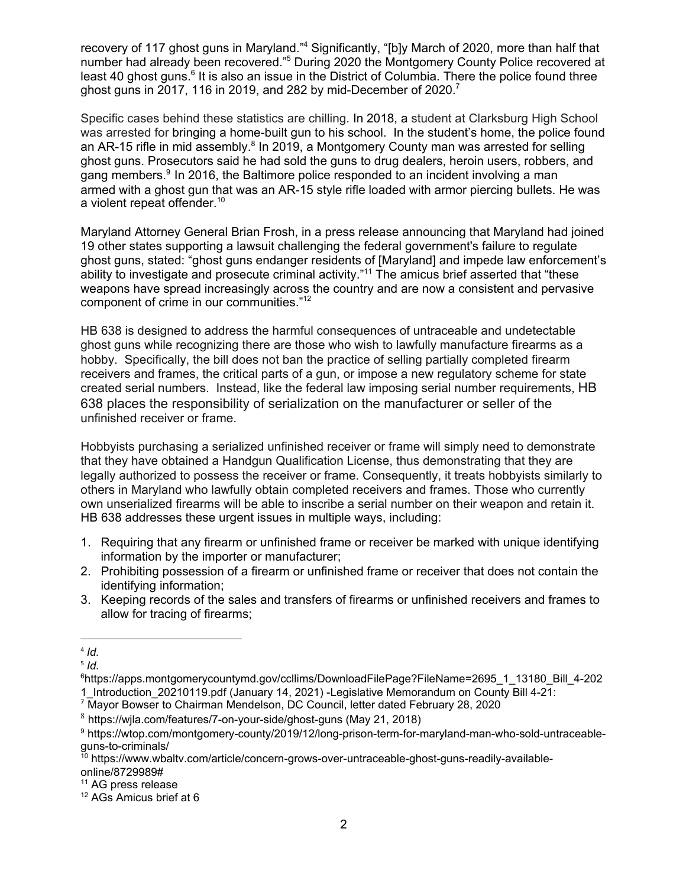recovery of 117 ghost guns in Maryland."[4] Significantly, "[b]y March of 2020, more than half that number had already been recovered."[5] During 2020 the Montgomery County Police recovered at least 40 ghost guns.[6] It is also an issue in the District of Columbia. There the police found three ghost guns in 2017, 116 in 2019, and 282 by mid-December of 2020.[7]

Specific cases behind these statistics are chilling. In 2018, a student at Clarksburg High School was arrested for bringing a home-built gun to his school. In the student's home, the police found an AR-15 rifle in mid assembly.[8] In 2019, a Montgomery County man was arrested for selling ghost guns. Prosecutors said he had sold the guns to drug dealers, heroin users, robbers, and gang members.[9] In 2016, the Baltimore police responded to an incident involving a man armed with a ghost gun that was an AR-15 style rifle loaded with armor piercing bullets. He was a violent repeat offender.[10]

Maryland Attorney General Brian Frosh, in a press release announcing that Maryland had joined 19 other states supporting a lawsuit challenging the federal government's failure to regulate ghost guns, stated: "ghost guns endanger residents of [Maryland] and impede law enforcement's ability to investigate and prosecute criminal activity."[11] The amicus brief asserted that "these weapons have spread increasingly across the country and are now a consistent and pervasive component of crime in our communities."[12]

HB 638 is designed to address the harmful consequences of untraceable and undetectable ghost guns while recognizing there are those who wish to lawfully manufacture firearms as a hobby. Specifically, the bill does not ban the practice of selling partially completed firearm receivers and frames, the critical parts of a gun, or impose a new regulatory scheme for state created serial numbers. Instead, like the federal law imposing serial number requirements, HB 638 places the responsibility of serialization on the manufacturer or seller of the unfinished receiver or frame.

Hobbyists purchasing a serialized unfinished receiver or frame will simply need to demonstrate that they have obtained a Handgun Qualification License, thus demonstrating that they are legally authorized to possess the receiver or frame. Consequently, it treats hobbyists similarly to others in Maryland who lawfully obtain completed receivers and frames. Those who currently own unserialized firearms will be able to inscribe a serial number on their weapon and retain it. HB 638 addresses these urgent issues in multiple ways, including:

1. Requiring that any firearm or unfinished frame or receiver be marked with unique identifying information by the importer or manufacturer;
2. Prohibiting possession of a firearm or unfinished frame or receiver that does not contain the identifying information;
3. Keeping records of the sales and transfers of firearms or unfinished receivers and frames to allow for tracing of firearms;

---

[4] *Id.*

[5] *Id.*

[6] https://apps.montgomerycountymd.gov/ccllims/DownloadFilePage?FileName=2695_1_13180_Bill_4-2021_Introduction_20210119.pdf (January 14, 2021) -Legislative Memorandum on County Bill 4-21:

[7] Mayor Bowser to Chairman Mendelson, DC Council, letter dated February 28, 2020

[8] https://wjla.com/features/7-on-your-side/ghost-guns (May 21, 2018)

[9] https://wtop.com/montgomery-county/2019/12/long-prison-term-for-maryland-man-who-sold-untraceable-guns-to-criminals/

[10] https://www.wbaltv.com/article/concern-grows-over-untraceable-ghost-guns-readily-available-online/8729989#

[11] AG press release

[12] AGs Amicus brief at 6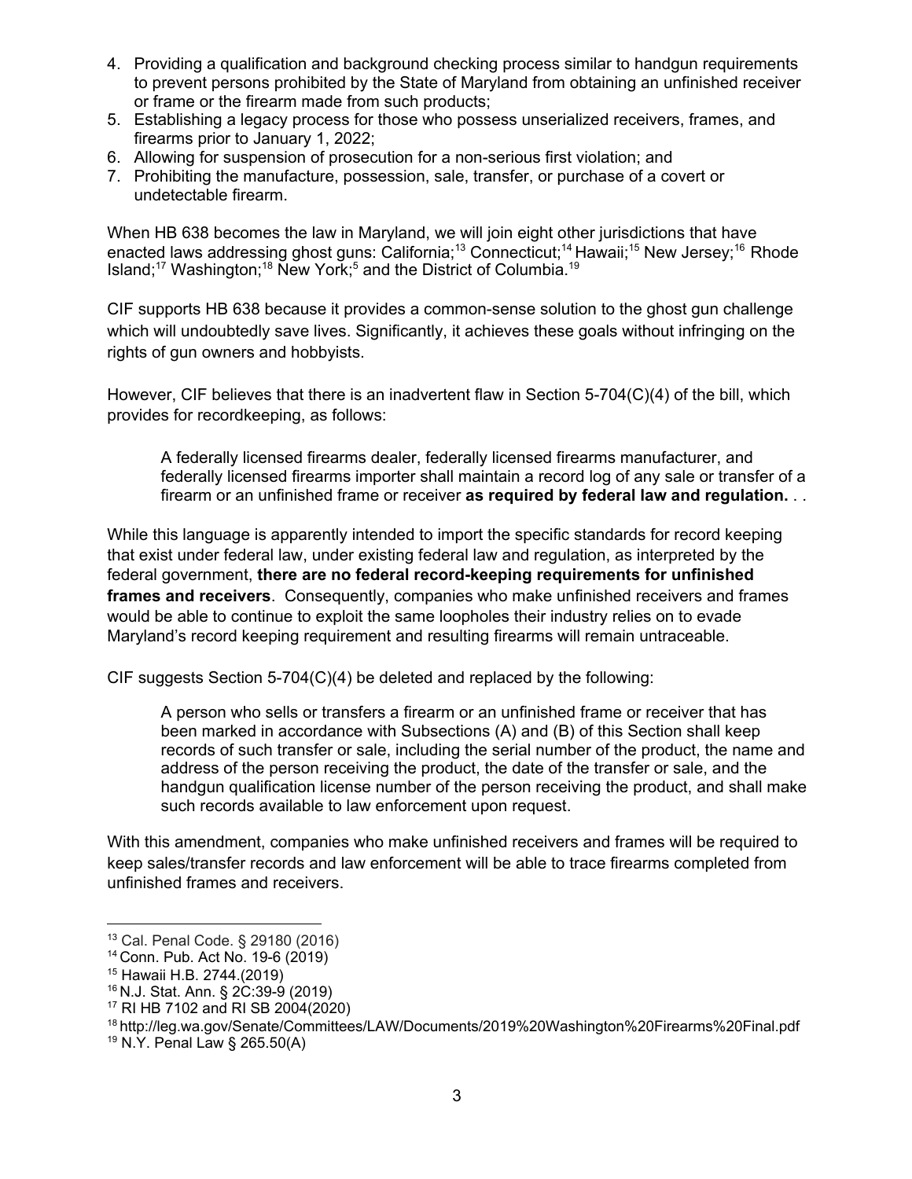4. Providing a qualification and background checking process similar to handgun requirements to prevent persons prohibited by the State of Maryland from obtaining an unfinished receiver or frame or the firearm made from such products;
5. Establishing a legacy process for those who possess unserialized receivers, frames, and firearms prior to January 1, 2022;
6. Allowing for suspension of prosecution for a non-serious first violation; and
7. Prohibiting the manufacture, possession, sale, transfer, or purchase of a covert or undetectable firearm.

When HB 638 becomes the law in Maryland, we will join eight other jurisdictions that have enacted laws addressing ghost guns: California;[13] Connecticut;[14] Hawaii;[15] New Jersey;[16] Rhode Island;[17] Washington;[18] New York;[5] and the District of Columbia.[19]

CIF supports HB 638 because it provides a common-sense solution to the ghost gun challenge which will undoubtedly save lives. Significantly, it achieves these goals without infringing on the rights of gun owners and hobbyists.

However, CIF believes that there is an inadvertent flaw in Section 5-704(C)(4) of the bill, which provides for recordkeeping, as follows:

> A federally licensed firearms dealer, federally licensed firearms manufacturer, and federally licensed firearms importer shall maintain a record log of any sale or transfer of a firearm or an unfinished frame or receiver **as required by federal law and regulation.** . .

While this language is apparently intended to import the specific standards for record keeping that exist under federal law, under existing federal law and regulation, as interpreted by the federal government, **there are no federal record-keeping requirements for unfinished frames and receivers**. Consequently, companies who make unfinished receivers and frames would be able to continue to exploit the same loopholes their industry relies on to evade Maryland's record keeping requirement and resulting firearms will remain untraceable.

CIF suggests Section 5-704(C)(4) be deleted and replaced by the following:

> A person who sells or transfers a firearm or an unfinished frame or receiver that has been marked in accordance with Subsections (A) and (B) of this Section shall keep records of such transfer or sale, including the serial number of the product, the name and address of the person receiving the product, the date of the transfer or sale, and the handgun qualification license number of the person receiving the product, and shall make such records available to law enforcement upon request.

With this amendment, companies who make unfinished receivers and frames will be required to keep sales/transfer records and law enforcement will be able to trace firearms completed from unfinished frames and receivers.

---

[13] Cal. Penal Code. § 29180 (2016)
[14] Conn. Pub. Act No. 19-6 (2019)
[15] Hawaii H.B. 2744.(2019)
[16] N.J. Stat. Ann. § 2C:39-9 (2019)
[17] RI HB 7102 and RI SB 2004(2020)
[18] http://leg.wa.gov/Senate/Committees/LAW/Documents/2019%20Washington%20Firearms%20Final.pdf
[19] N.Y. Penal Law § 265.50(A)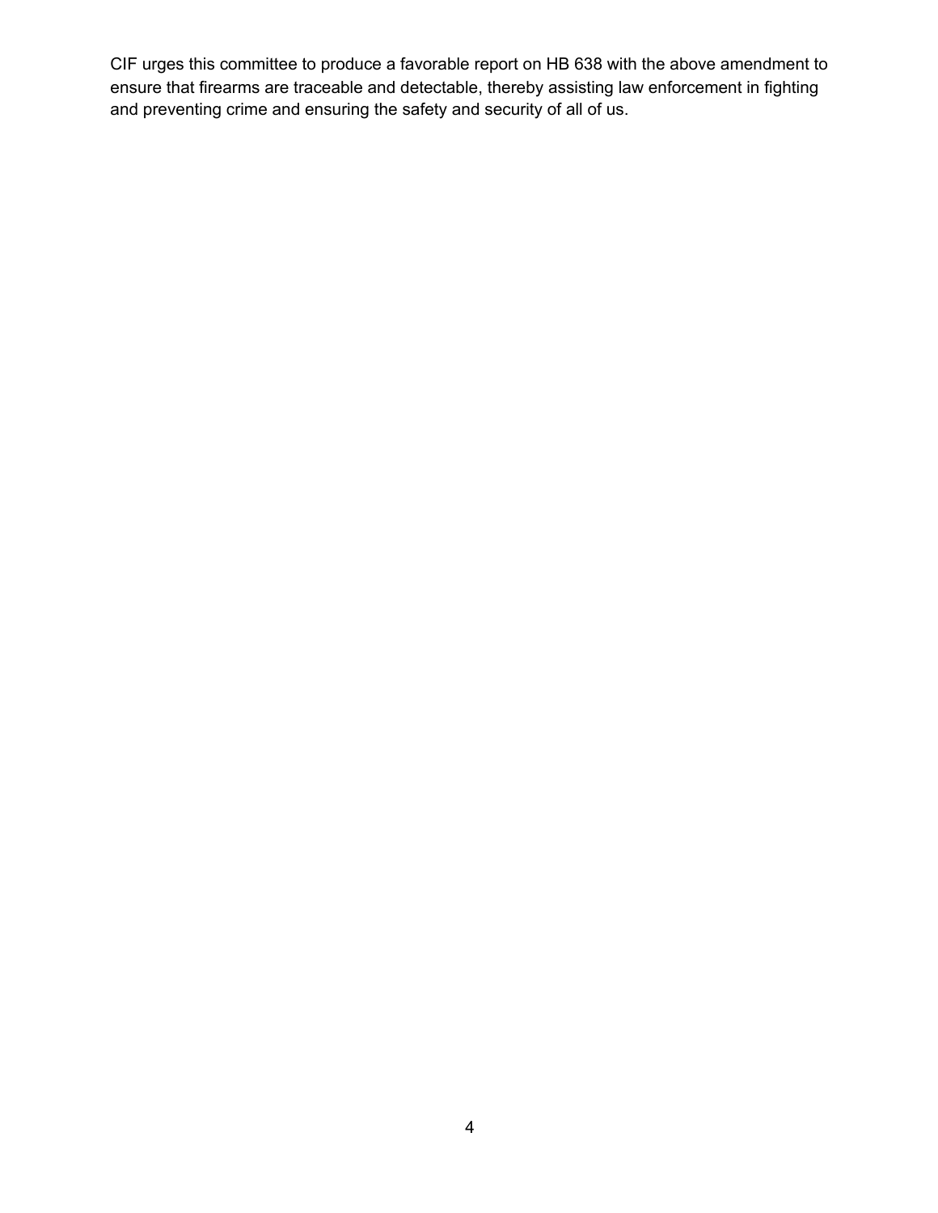CIF urges this committee to produce a favorable report on HB 638 with the above amendment to ensure that firearms are traceable and detectable, thereby assisting law enforcement in fighting and preventing crime and ensuring the safety and security of all of us.